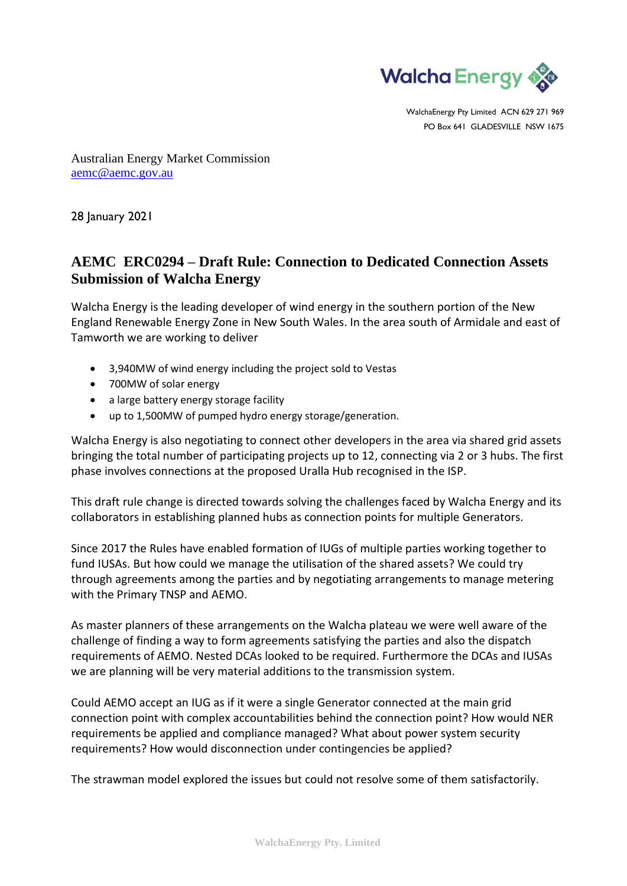Walcha Energy

WalchaEnergy Pty Limited ACN 629 271 969
PO Box 641 GLADESVILLE NSW 1675

Australian Energy Market Commission
aemc@aemc.gov.au

28 January 2021

## AEMC ERC0294 – Draft Rule: Connection to Dedicated Connection Assets Submission of Walcha Energy

Walcha Energy is the leading developer of wind energy in the southern portion of the New England Renewable Energy Zone in New South Wales. In the area south of Armidale and east of Tamworth we are working to deliver

- 3,940MW of wind energy including the project sold to Vestas
- 700MW of solar energy
- a large battery energy storage facility
- up to 1,500MW of pumped hydro energy storage/generation.

Walcha Energy is also negotiating to connect other developers in the area via shared grid assets bringing the total number of participating projects up to 12, connecting via 2 or 3 hubs. The first phase involves connections at the proposed Uralla Hub recognised in the ISP.

This draft rule change is directed towards solving the challenges faced by Walcha Energy and its collaborators in establishing planned hubs as connection points for multiple Generators.

Since 2017 the Rules have enabled formation of IUGs of multiple parties working together to fund IUSAs. But how could we manage the utilisation of the shared assets? We could try through agreements among the parties and by negotiating arrangements to manage metering with the Primary TNSP and AEMO.

As master planners of these arrangements on the Walcha plateau we were well aware of the challenge of finding a way to form agreements satisfying the parties and also the dispatch requirements of AEMO. Nested DCAs looked to be required. Furthermore the DCAs and IUSAs we are planning will be very material additions to the transmission system.

Could AEMO accept an IUG as if it were a single Generator connected at the main grid connection point with complex accountabilities behind the connection point? How would NER requirements be applied and compliance managed? What about power system security requirements? How would disconnection under contingencies be applied?

The strawman model explored the issues but could not resolve some of them satisfactorily.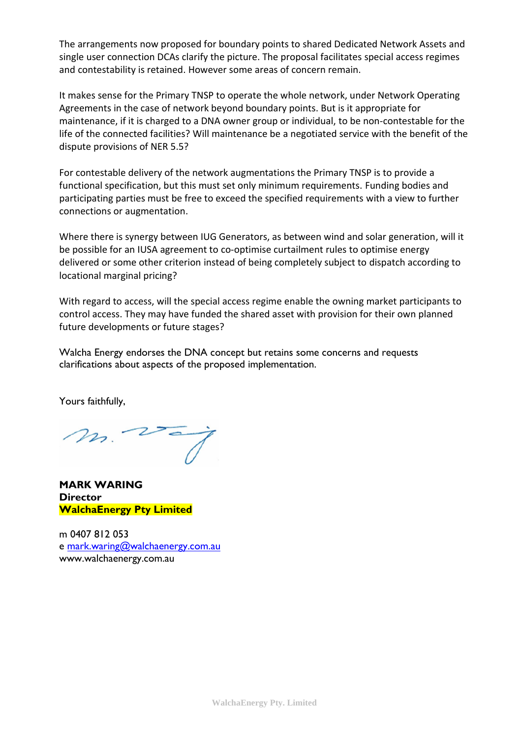The arrangements now proposed for boundary points to shared Dedicated Network Assets and single user connection DCAs clarify the picture. The proposal facilitates special access regimes and contestability is retained. However some areas of concern remain.

It makes sense for the Primary TNSP to operate the whole network, under Network Operating Agreements in the case of network beyond boundary points. But is it appropriate for maintenance, if it is charged to a DNA owner group or individual, to be non-contestable for the life of the connected facilities? Will maintenance be a negotiated service with the benefit of the dispute provisions of NER 5.5?

For contestable delivery of the network augmentations the Primary TNSP is to provide a functional specification, but this must set only minimum requirements. Funding bodies and participating parties must be free to exceed the specified requirements with a view to further connections or augmentation.

Where there is synergy between IUG Generators, as between wind and solar generation, will it be possible for an IUSA agreement to co-optimise curtailment rules to optimise energy delivered or some other criterion instead of being completely subject to dispatch according to locational marginal pricing?

With regard to access, will the special access regime enable the owning market participants to control access. They may have funded the shared asset with provision for their own planned future developments or future stages?

Walcha Energy endorses the DNA concept but retains some concerns and requests clarifications about aspects of the proposed implementation.

Yours faithfully,

**MARK WARING**
**Director**
**WalchaEnergy Pty Limited**

m 0407 812 053
e mark.waring@walchaenergy.com.au
www.walchaenergy.com.au